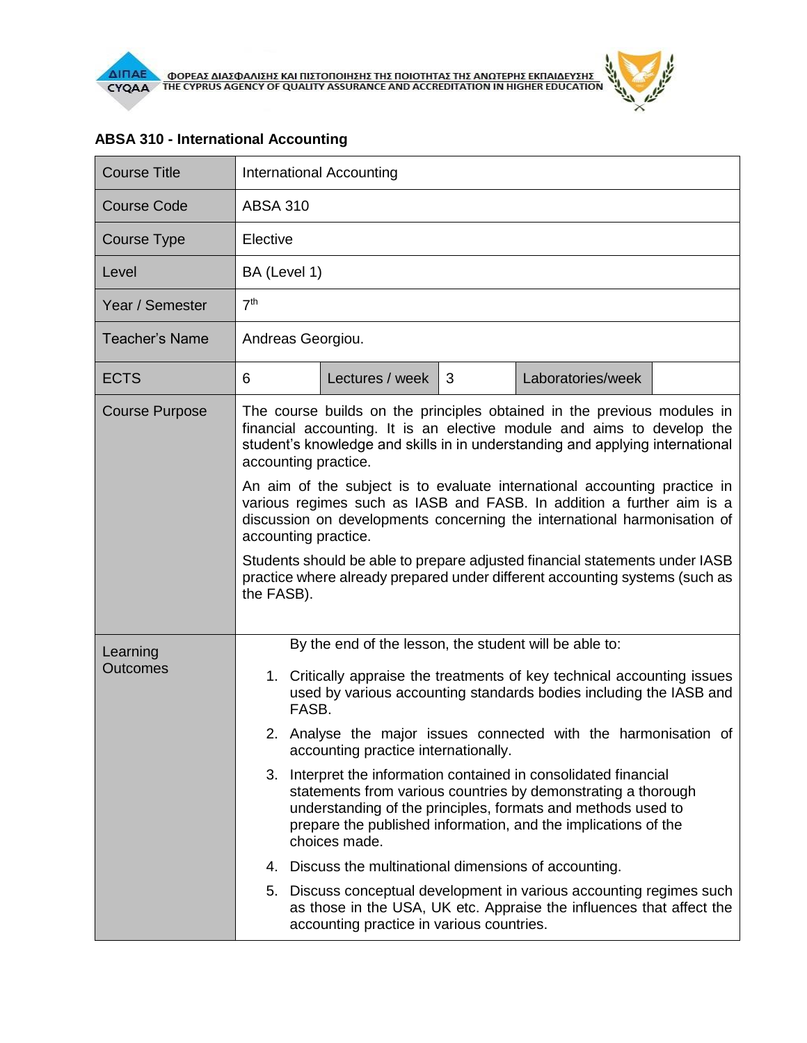**ΦΟΡΕΑΣ ΔΙΑΣΦΑΛΙΣΗΣ ΚΑΙ ΠΙΣΤΟΠΟΙΗΣΗΣ ΤΗΣ ΠΟΙΟΤΗΤΑΣ ΤΗΣ ΑΝΩΤΕΡΗΣ ΕΚΠΑΙΔΕΥΣΗΣ**
**THE CYPRUS AGENCY OF QUALITY ASSURANCE AND ACCREDITATION IN HIGHER EDUCATION**

## ABSA 310 - International Accounting

| Course Title | International Accounting | | | | |
|---|---|---|---|---|---|
| Course Code | ABSA 310 | | | | |
| Course Type | Elective | | | | |
| Level | BA (Level 1) | | | | |
| Year / Semester | 7th | | | | |
| Teacher's Name | Andreas Georgiou. | | | | |
| ECTS | 6 | Lectures / week | 3 | Laboratories/week | |
| Course Purpose | The course builds on the principles obtained in the previous modules in financial accounting. It is an elective module and aims to develop the student's knowledge and skills in in understanding and applying international accounting practice.<br><br>An aim of the subject is to evaluate international accounting practice in various regimes such as IASB and FASB. In addition a further aim is a discussion on developments concerning the international harmonisation of accounting practice.<br><br>Students should be able to prepare adjusted financial statements under IASB practice where already prepared under different accounting systems (such as the FASB). | | | | |
| Learning Outcomes | By the end of the lesson, the student will be able to:<br><br>1. Critically appraise the treatments of key technical accounting issues used by various accounting standards bodies including the IASB and FASB.<br>2. Analyse the major issues connected with the harmonisation of accounting practice internationally.<br>3. Interpret the information contained in consolidated financial statements from various countries by demonstrating a thorough understanding of the principles, formats and methods used to prepare the published information, and the implications of the choices made.<br>4. Discuss the multinational dimensions of accounting.<br>5. Discuss conceptual development in various accounting regimes such as those in the USA, UK etc. Appraise the influences that affect the accounting practice in various countries. | | | | |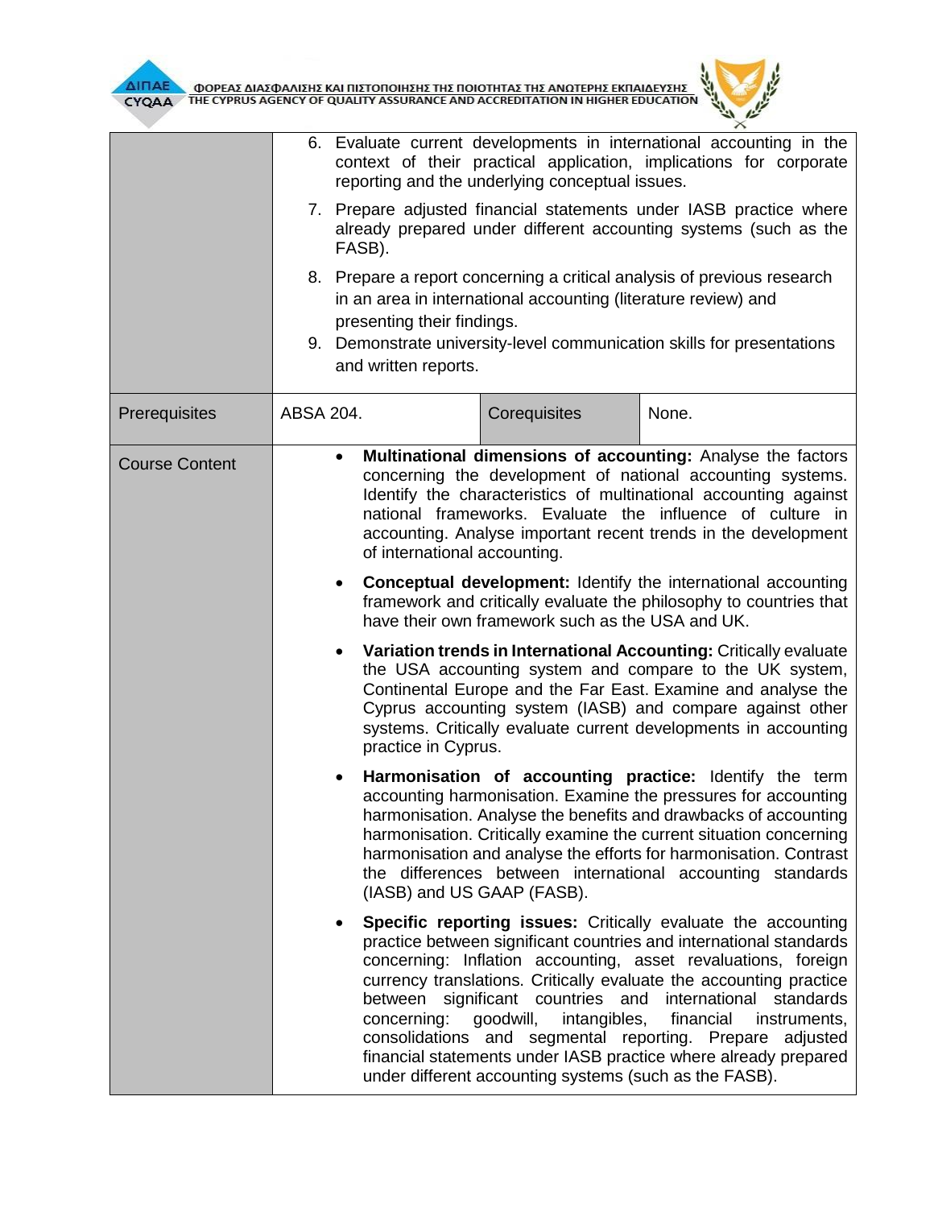| | | | |
|---|---|---|---|
| | 6. Evaluate current developments in international accounting in the context of their practical application, implications for corporate reporting and the underlying conceptual issues.<br>7. Prepare adjusted financial statements under IASB practice where already prepared under different accounting systems (such as the FASB).<br>8. Prepare a report concerning a critical analysis of previous research in an area in international accounting (literature review) and presenting their findings.<br>9. Demonstrate university-level communication skills for presentations and written reports. | | |
| Prerequisites | ABSA 204. | Corequisites | None. |
| Course Content | • **Multinational dimensions of accounting:** Analyse the factors concerning the development of national accounting systems. Identify the characteristics of multinational accounting against national frameworks. Evaluate the influence of culture in accounting. Analyse important recent trends in the development of international accounting.<br>• **Conceptual development:** Identify the international accounting framework and critically evaluate the philosophy to countries that have their own framework such as the USA and UK.<br>• **Variation trends in International Accounting:** Critically evaluate the USA accounting system and compare to the UK system, Continental Europe and the Far East. Examine and analyse the Cyprus accounting system (IASB) and compare against other systems. Critically evaluate current developments in accounting practice in Cyprus.<br>• **Harmonisation of accounting practice:** Identify the term accounting harmonisation. Examine the pressures for accounting harmonisation. Analyse the benefits and drawbacks of accounting harmonisation. Critically examine the current situation concerning harmonisation and analyse the efforts for harmonisation. Contrast the differences between international accounting standards (IASB) and US GAAP (FASB).<br>• **Specific reporting issues:** Critically evaluate the accounting practice between significant countries and international standards concerning: Inflation accounting, asset revaluations, foreign currency translations. Critically evaluate the accounting practice between significant countries and international standards concerning: goodwill, intangibles, financial instruments, consolidations and segmental reporting. Prepare adjusted financial statements under IASB practice where already prepared under different accounting systems (such as the FASB). | | |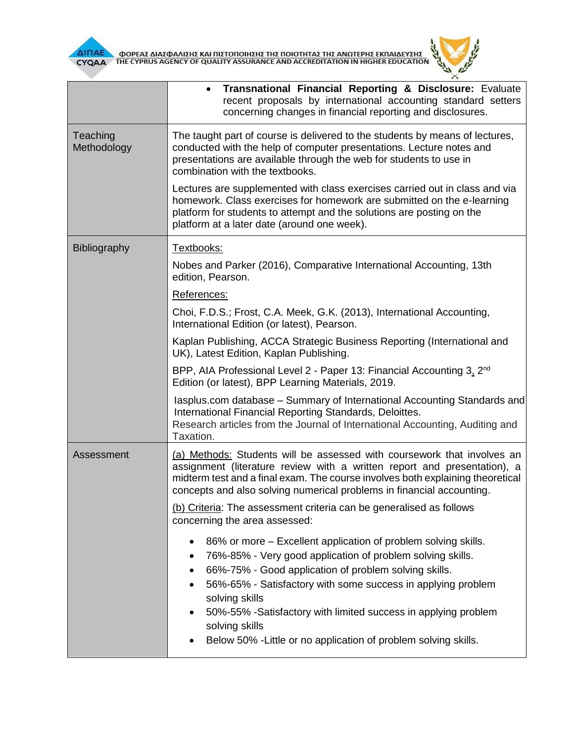| | |
|---|---|
| | • **Transnational Financial Reporting & Disclosure:** Evaluate recent proposals by international accounting standard setters concerning changes in financial reporting and disclosures. |
| Teaching Methodology | The taught part of course is delivered to the students by means of lectures, conducted with the help of computer presentations. Lecture notes and presentations are available through the web for students to use in combination with the textbooks.<br><br>Lectures are supplemented with class exercises carried out in class and via homework. Class exercises for homework are submitted on the e-learning platform for students to attempt and the solutions are posting on the platform at a later date (around one week). |
| Bibliography | Textbooks:<br><br>Nobes and Parker (2016), Comparative International Accounting, 13th edition, Pearson.<br><br>References:<br><br>Choi, F.D.S.; Frost, C.A. Meek, G.K. (2013), International Accounting, International Edition (or latest), Pearson.<br><br>Kaplan Publishing, ACCA Strategic Business Reporting (International and UK), Latest Edition, Kaplan Publishing.<br><br>BPP, AIA Professional Level 2 - Paper 13: Financial Accounting 3, 2nd Edition (or latest), BPP Learning Materials, 2019.<br><br>Iasplus.com database – Summary of International Accounting Standards and International Financial Reporting Standards, Deloittes.<br>Research articles from the Journal of International Accounting, Auditing and Taxation. |
| Assessment | (a) Methods: Students will be assessed with coursework that involves an assignment (literature review with a written report and presentation), a midterm test and a final exam. The course involves both explaining theoretical concepts and also solving numerical problems in financial accounting.<br><br>(b) Criteria: The assessment criteria can be generalised as follows concerning the area assessed:<br><br>• 86% or more – Excellent application of problem solving skills.<br>• 76%-85% - Very good application of problem solving skills.<br>• 66%-75% - Good application of problem solving skills.<br>• 56%-65% - Satisfactory with some success in applying problem solving skills<br>• 50%-55% -Satisfactory with limited success in applying problem solving skills<br>• Below 50% -Little or no application of problem solving skills. |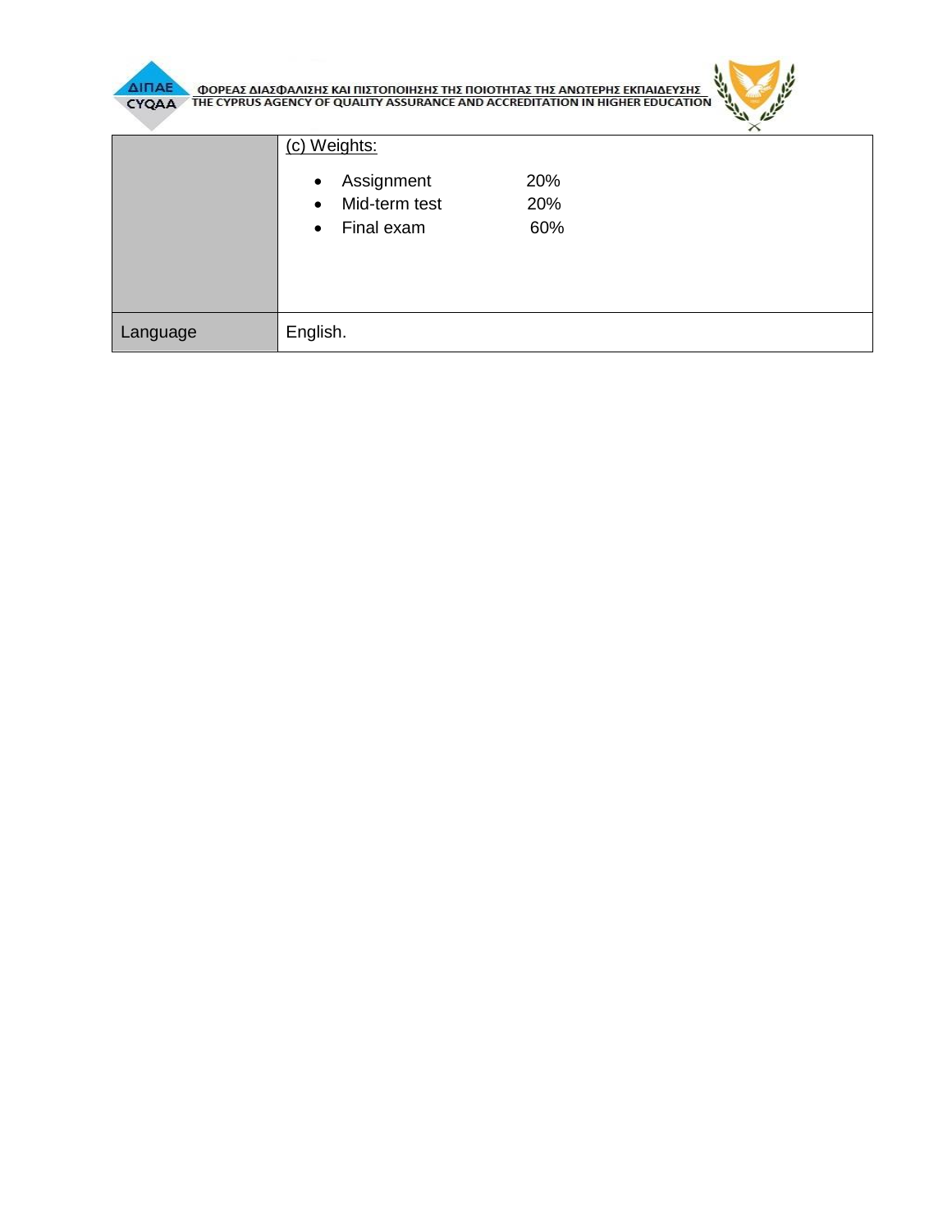| | |
|---|---|
| | (c) Weights:<br><br>• Assignment 20%<br>• Mid-term test 20%<br>• Final exam 60% |
| Language | English. |